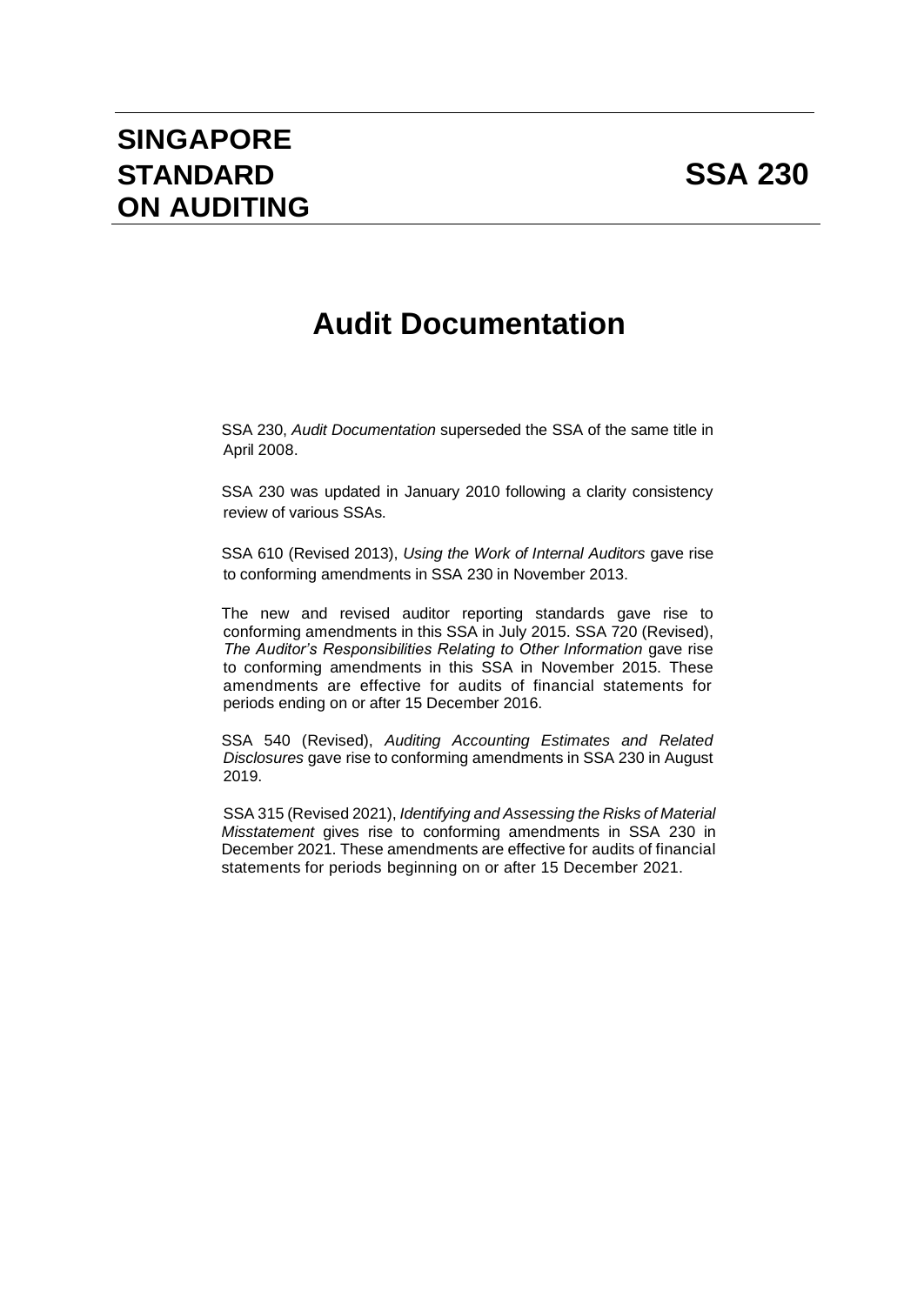# SINGAPORE STANDARD ON AUDITING

# SSA 230

## Audit Documentation

SSA 230, *Audit Documentation* superseded the SSA of the same title in April 2008.

SSA 230 was updated in January 2010 following a clarity consistency review of various SSAs.

SSA 610 (Revised 2013), *Using the Work of Internal Auditors* gave rise to conforming amendments in SSA 230 in November 2013.

The new and revised auditor reporting standards gave rise to conforming amendments in this SSA in July 2015. SSA 720 (Revised), *The Auditor's Responsibilities Relating to Other Information* gave rise to conforming amendments in this SSA in November 2015. These amendments are effective for audits of financial statements for periods ending on or after 15 December 2016.

SSA 540 (Revised), *Auditing Accounting Estimates and Related Disclosures* gave rise to conforming amendments in SSA 230 in August 2019.

SSA 315 (Revised 2021), *Identifying and Assessing the Risks of Material Misstatement* gives rise to conforming amendments in SSA 230 in December 2021. These amendments are effective for audits of financial statements for periods beginning on or after 15 December 2021.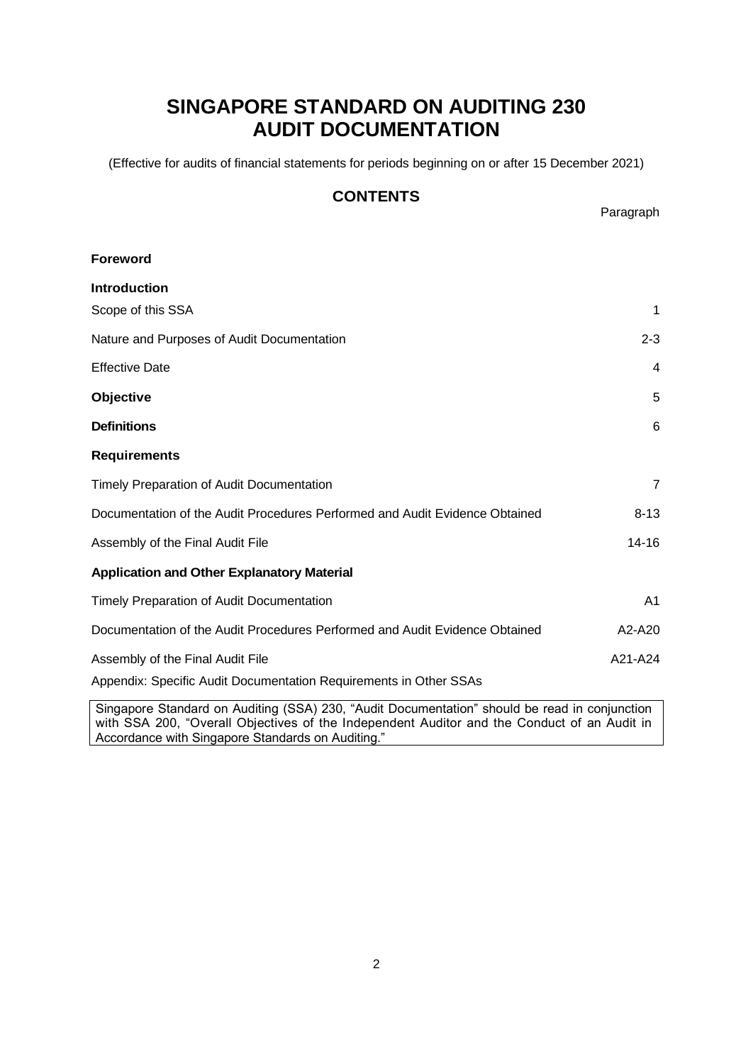# SINGAPORE STANDARD ON AUDITING 230
# AUDIT DOCUMENTATION

(Effective for audits of financial statements for periods beginning on or after 15 December 2021)

## CONTENTS

| | Paragraph |
|---|---|
| **Foreword** | |
| **Introduction** | |
| Scope of this SSA | 1 |
| Nature and Purposes of Audit Documentation | 2-3 |
| Effective Date | 4 |
| **Objective** | 5 |
| **Definitions** | 6 |
| **Requirements** | |
| Timely Preparation of Audit Documentation | 7 |
| Documentation of the Audit Procedures Performed and Audit Evidence Obtained | 8-13 |
| Assembly of the Final Audit File | 14-16 |
| **Application and Other Explanatory Material** | |
| Timely Preparation of Audit Documentation | A1 |
| Documentation of the Audit Procedures Performed and Audit Evidence Obtained | A2-A20 |
| Assembly of the Final Audit File | A21-A24 |
| Appendix: Specific Audit Documentation Requirements in Other SSAs | |

Singapore Standard on Auditing (SSA) 230, "Audit Documentation" should be read in conjunction with SSA 200, "Overall Objectives of the Independent Auditor and the Conduct of an Audit in Accordance with Singapore Standards on Auditing."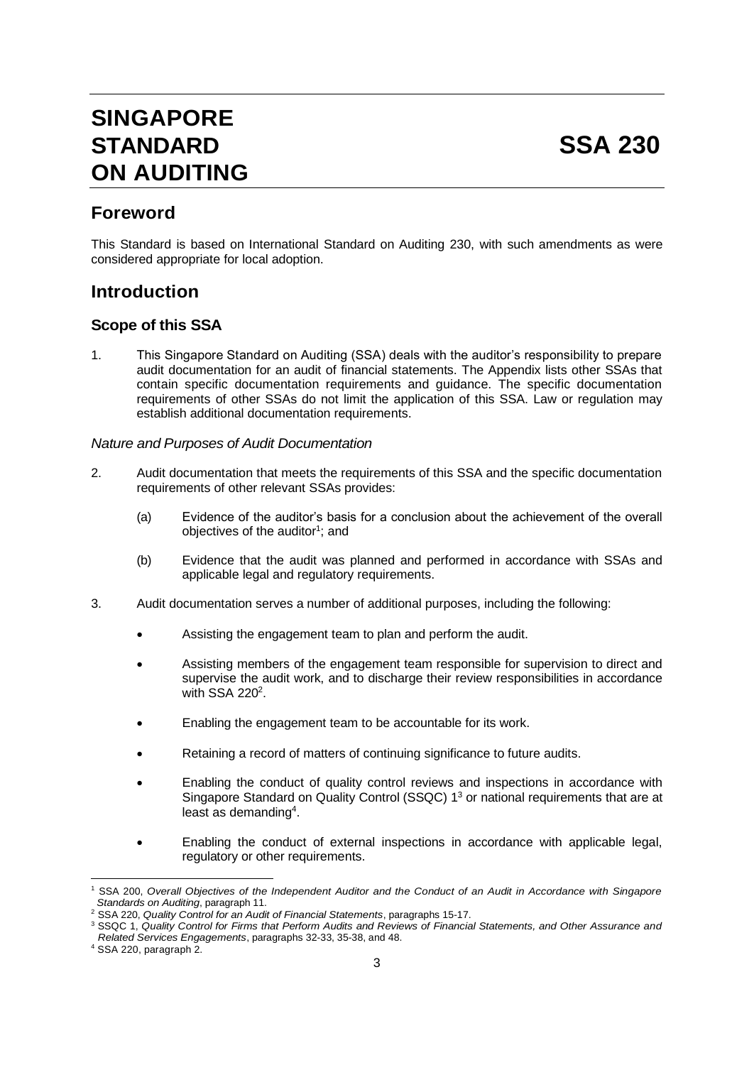# SINGAPORE STANDARD ON AUDITING

# SSA 230

## Foreword

This Standard is based on International Standard on Auditing 230, with such amendments as were considered appropriate for local adoption.

## Introduction

### Scope of this SSA

1. This Singapore Standard on Auditing (SSA) deals with the auditor's responsibility to prepare audit documentation for an audit of financial statements. The Appendix lists other SSAs that contain specific documentation requirements and guidance. The specific documentation requirements of other SSAs do not limit the application of this SSA. Law or regulation may establish additional documentation requirements.

*Nature and Purposes of Audit Documentation*

2. Audit documentation that meets the requirements of this SSA and the specific documentation requirements of other relevant SSAs provides:

   (a) Evidence of the auditor's basis for a conclusion about the achievement of the overall objectives of the auditor[1]; and

   (b) Evidence that the audit was planned and performed in accordance with SSAs and applicable legal and regulatory requirements.

3. Audit documentation serves a number of additional purposes, including the following:

   - Assisting the engagement team to plan and perform the audit.
   - Assisting members of the engagement team responsible for supervision to direct and supervise the audit work, and to discharge their review responsibilities in accordance with SSA 220[2].
   - Enabling the engagement team to be accountable for its work.
   - Retaining a record of matters of continuing significance to future audits.
   - Enabling the conduct of quality control reviews and inspections in accordance with Singapore Standard on Quality Control (SSQC) 1[3] or national requirements that are at least as demanding[4].
   - Enabling the conduct of external inspections in accordance with applicable legal, regulatory or other requirements.

---

[1] SSA 200, *Overall Objectives of the Independent Auditor and the Conduct of an Audit in Accordance with Singapore Standards on Auditing*, paragraph 11.

[2] SSA 220, *Quality Control for an Audit of Financial Statements*, paragraphs 15-17.

[3] SSQC 1, *Quality Control for Firms that Perform Audits and Reviews of Financial Statements, and Other Assurance and Related Services Engagements*, paragraphs 32-33, 35-38, and 48.

[4] SSA 220, paragraph 2.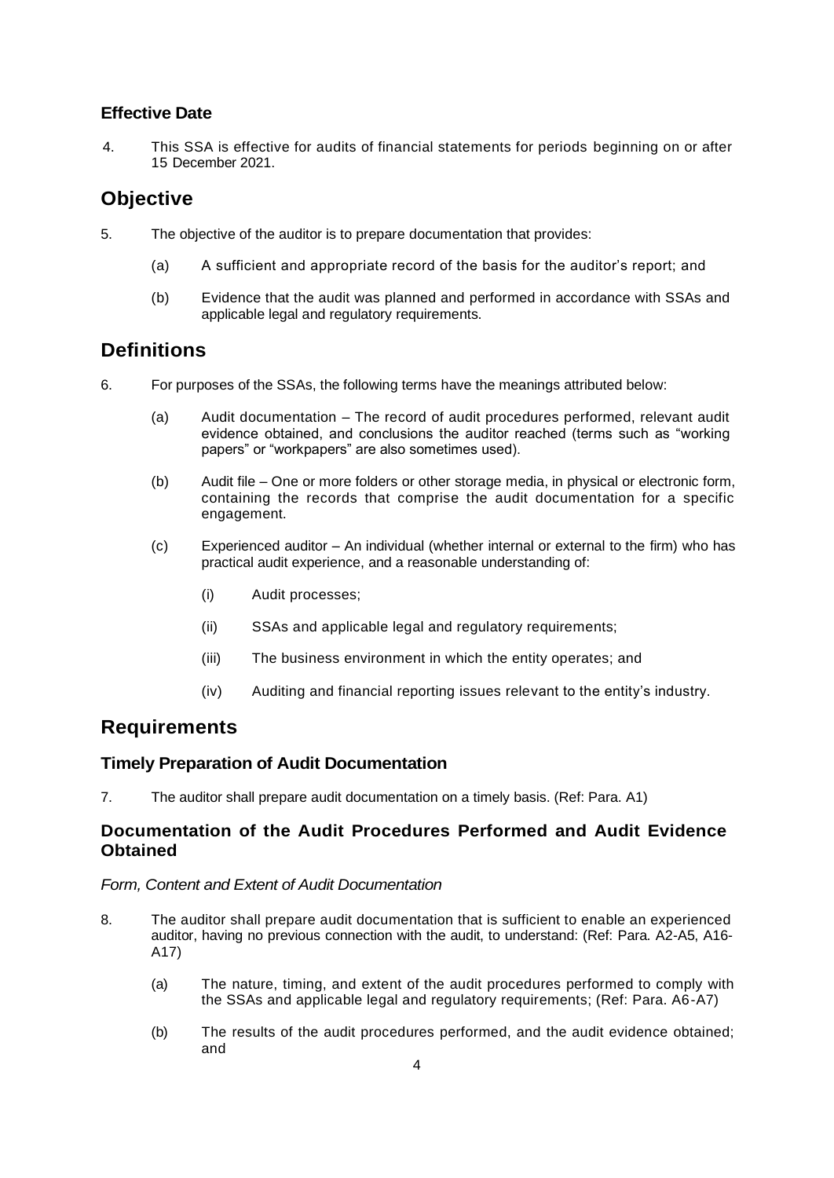### Effective Date

4. This SSA is effective for audits of financial statements for periods beginning on or after 15 December 2021.

## Objective

5. The objective of the auditor is to prepare documentation that provides:

   (a) A sufficient and appropriate record of the basis for the auditor's report; and

   (b) Evidence that the audit was planned and performed in accordance with SSAs and applicable legal and regulatory requirements.

## Definitions

6. For purposes of the SSAs, the following terms have the meanings attributed below:

   (a) Audit documentation – The record of audit procedures performed, relevant audit evidence obtained, and conclusions the auditor reached (terms such as "working papers" or "workpapers" are also sometimes used).

   (b) Audit file – One or more folders or other storage media, in physical or electronic form, containing the records that comprise the audit documentation for a specific engagement.

   (c) Experienced auditor – An individual (whether internal or external to the firm) who has practical audit experience, and a reasonable understanding of:

      (i) Audit processes;

      (ii) SSAs and applicable legal and regulatory requirements;

      (iii) The business environment in which the entity operates; and

      (iv) Auditing and financial reporting issues relevant to the entity's industry.

## Requirements

### Timely Preparation of Audit Documentation

7. The auditor shall prepare audit documentation on a timely basis. (Ref: Para. A1)

### Documentation of the Audit Procedures Performed and Audit Evidence Obtained

*Form, Content and Extent of Audit Documentation*

8. The auditor shall prepare audit documentation that is sufficient to enable an experienced auditor, having no previous connection with the audit, to understand: (Ref: Para. A2-A5, A16-A17)

   (a) The nature, timing, and extent of the audit procedures performed to comply with the SSAs and applicable legal and regulatory requirements; (Ref: Para. A6-A7)

   (b) The results of the audit procedures performed, and the audit evidence obtained; and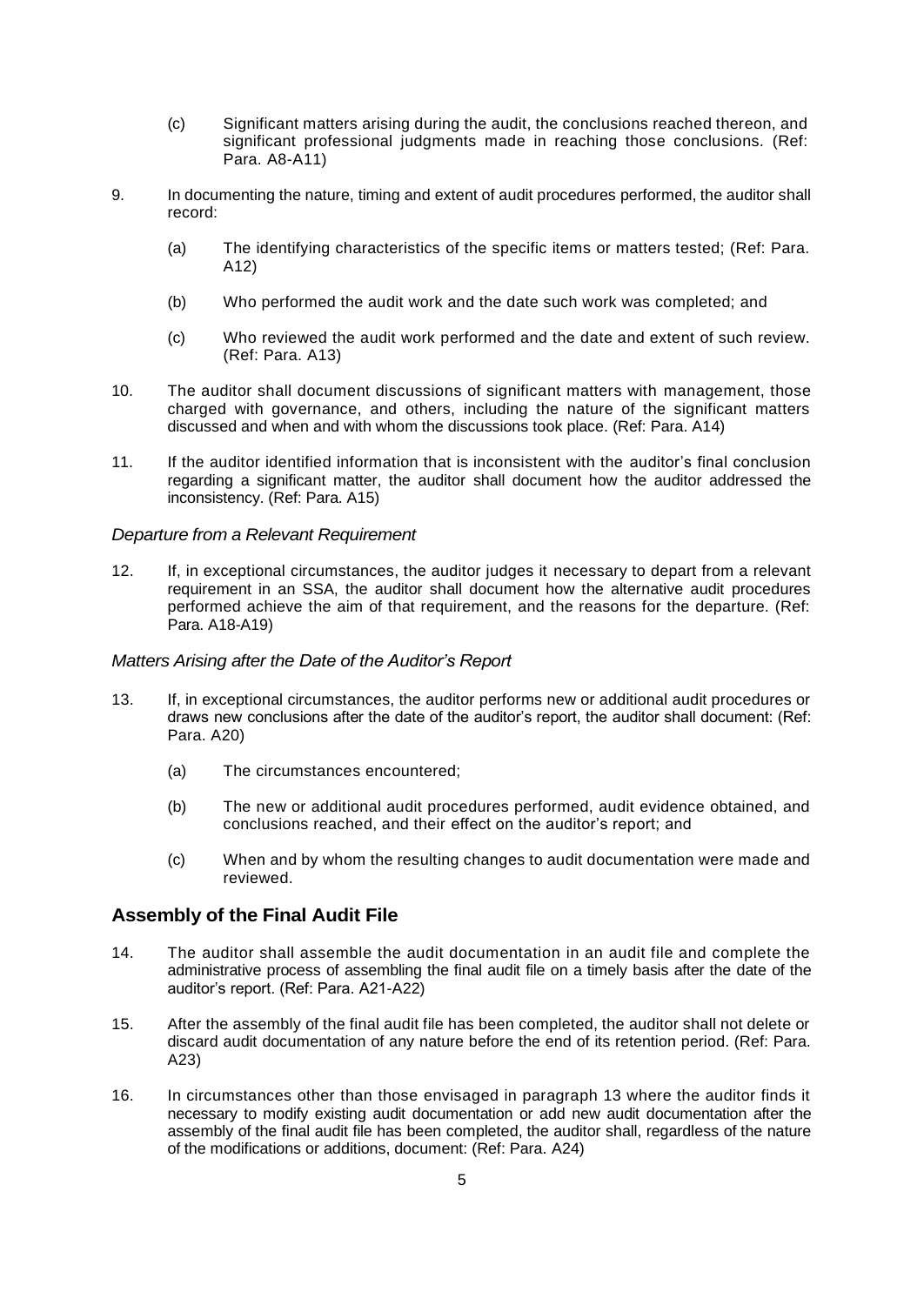(c) Significant matters arising during the audit, the conclusions reached thereon, and significant professional judgments made in reaching those conclusions. (Ref: Para. A8-A11)

9. In documenting the nature, timing and extent of audit procedures performed, the auditor shall record:

   (a) The identifying characteristics of the specific items or matters tested; (Ref: Para. A12)

   (b) Who performed the audit work and the date such work was completed; and

   (c) Who reviewed the audit work performed and the date and extent of such review. (Ref: Para. A13)

10. The auditor shall document discussions of significant matters with management, those charged with governance, and others, including the nature of the significant matters discussed and when and with whom the discussions took place. (Ref: Para. A14)

11. If the auditor identified information that is inconsistent with the auditor's final conclusion regarding a significant matter, the auditor shall document how the auditor addressed the inconsistency. (Ref: Para. A15)

*Departure from a Relevant Requirement*

12. If, in exceptional circumstances, the auditor judges it necessary to depart from a relevant requirement in an SSA, the auditor shall document how the alternative audit procedures performed achieve the aim of that requirement, and the reasons for the departure. (Ref: Para. A18-A19)

*Matters Arising after the Date of the Auditor's Report*

13. If, in exceptional circumstances, the auditor performs new or additional audit procedures or draws new conclusions after the date of the auditor's report, the auditor shall document: (Ref: Para. A20)

   (a) The circumstances encountered;

   (b) The new or additional audit procedures performed, audit evidence obtained, and conclusions reached, and their effect on the auditor's report; and

   (c) When and by whom the resulting changes to audit documentation were made and reviewed.

## Assembly of the Final Audit File

14. The auditor shall assemble the audit documentation in an audit file and complete the administrative process of assembling the final audit file on a timely basis after the date of the auditor's report. (Ref: Para. A21-A22)

15. After the assembly of the final audit file has been completed, the auditor shall not delete or discard audit documentation of any nature before the end of its retention period. (Ref: Para. A23)

16. In circumstances other than those envisaged in paragraph 13 where the auditor finds it necessary to modify existing audit documentation or add new audit documentation after the assembly of the final audit file has been completed, the auditor shall, regardless of the nature of the modifications or additions, document: (Ref: Para. A24)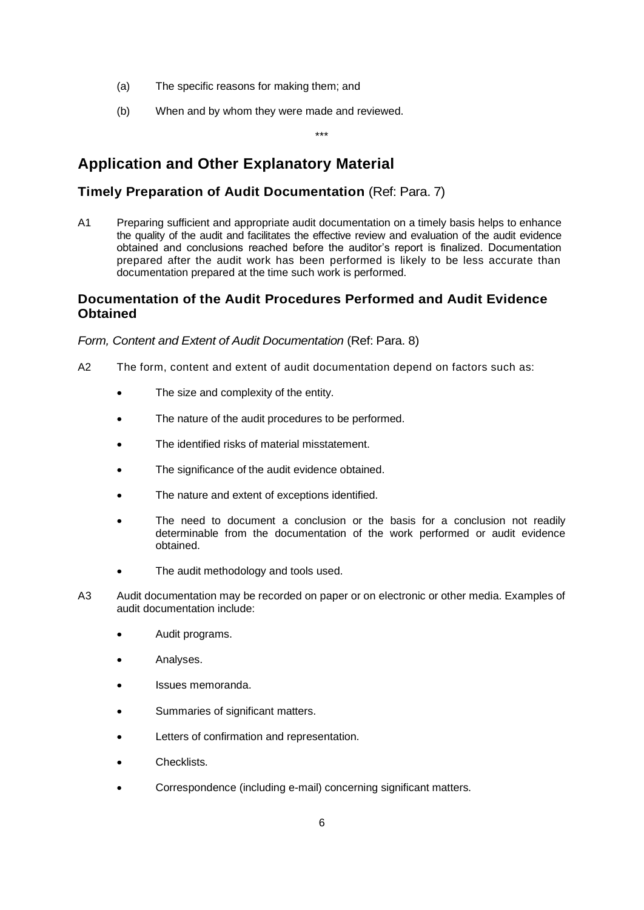(a) The specific reasons for making them; and

(b) When and by whom they were made and reviewed.

\*\*\*

## Application and Other Explanatory Material

### Timely Preparation of Audit Documentation (Ref: Para. 7)

A1 Preparing sufficient and appropriate audit documentation on a timely basis helps to enhance the quality of the audit and facilitates the effective review and evaluation of the audit evidence obtained and conclusions reached before the auditor's report is finalized. Documentation prepared after the audit work has been performed is likely to be less accurate than documentation prepared at the time such work is performed.

### Documentation of the Audit Procedures Performed and Audit Evidence Obtained

*Form, Content and Extent of Audit Documentation* (Ref: Para. 8)

A2 The form, content and extent of audit documentation depend on factors such as:

- The size and complexity of the entity.
- The nature of the audit procedures to be performed.
- The identified risks of material misstatement.
- The significance of the audit evidence obtained.
- The nature and extent of exceptions identified.
- The need to document a conclusion or the basis for a conclusion not readily determinable from the documentation of the work performed or audit evidence obtained.
- The audit methodology and tools used.

A3 Audit documentation may be recorded on paper or on electronic or other media. Examples of audit documentation include:

- Audit programs.
- Analyses.
- Issues memoranda.
- Summaries of significant matters.
- Letters of confirmation and representation.
- Checklists.
- Correspondence (including e-mail) concerning significant matters.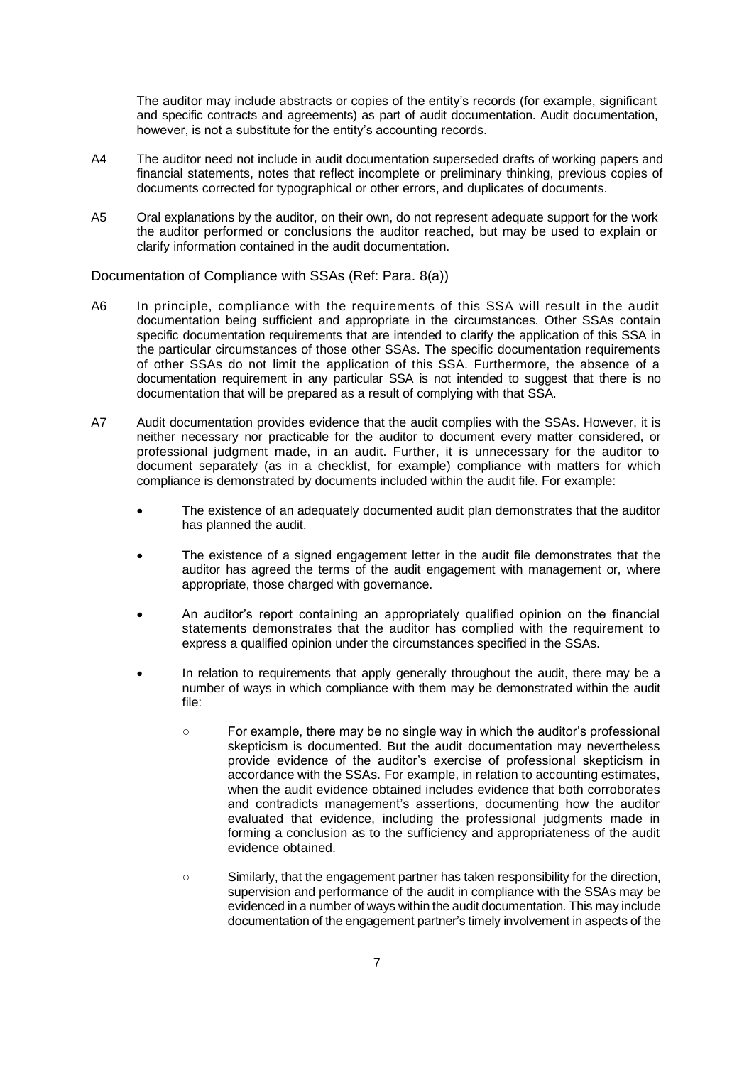The auditor may include abstracts or copies of the entity's records (for example, significant and specific contracts and agreements) as part of audit documentation. Audit documentation, however, is not a substitute for the entity's accounting records.

A4 The auditor need not include in audit documentation superseded drafts of working papers and financial statements, notes that reflect incomplete or preliminary thinking, previous copies of documents corrected for typographical or other errors, and duplicates of documents.

A5 Oral explanations by the auditor, on their own, do not represent adequate support for the work the auditor performed or conclusions the auditor reached, but may be used to explain or clarify information contained in the audit documentation.

Documentation of Compliance with SSAs (Ref: Para. 8(a))

A6 In principle, compliance with the requirements of this SSA will result in the audit documentation being sufficient and appropriate in the circumstances. Other SSAs contain specific documentation requirements that are intended to clarify the application of this SSA in the particular circumstances of those other SSAs. The specific documentation requirements of other SSAs do not limit the application of this SSA. Furthermore, the absence of a documentation requirement in any particular SSA is not intended to suggest that there is no documentation that will be prepared as a result of complying with that SSA.

A7 Audit documentation provides evidence that the audit complies with the SSAs. However, it is neither necessary nor practicable for the auditor to document every matter considered, or professional judgment made, in an audit. Further, it is unnecessary for the auditor to document separately (as in a checklist, for example) compliance with matters for which compliance is demonstrated by documents included within the audit file. For example:

- The existence of an adequately documented audit plan demonstrates that the auditor has planned the audit.
- The existence of a signed engagement letter in the audit file demonstrates that the auditor has agreed the terms of the audit engagement with management or, where appropriate, those charged with governance.
- An auditor's report containing an appropriately qualified opinion on the financial statements demonstrates that the auditor has complied with the requirement to express a qualified opinion under the circumstances specified in the SSAs.
- In relation to requirements that apply generally throughout the audit, there may be a number of ways in which compliance with them may be demonstrated within the audit file:
  - For example, there may be no single way in which the auditor's professional skepticism is documented. But the audit documentation may nevertheless provide evidence of the auditor's exercise of professional skepticism in accordance with the SSAs. For example, in relation to accounting estimates, when the audit evidence obtained includes evidence that both corroborates and contradicts management's assertions, documenting how the auditor evaluated that evidence, including the professional judgments made in forming a conclusion as to the sufficiency and appropriateness of the audit evidence obtained.
  - Similarly, that the engagement partner has taken responsibility for the direction, supervision and performance of the audit in compliance with the SSAs may be evidenced in a number of ways within the audit documentation. This may include documentation of the engagement partner's timely involvement in aspects of the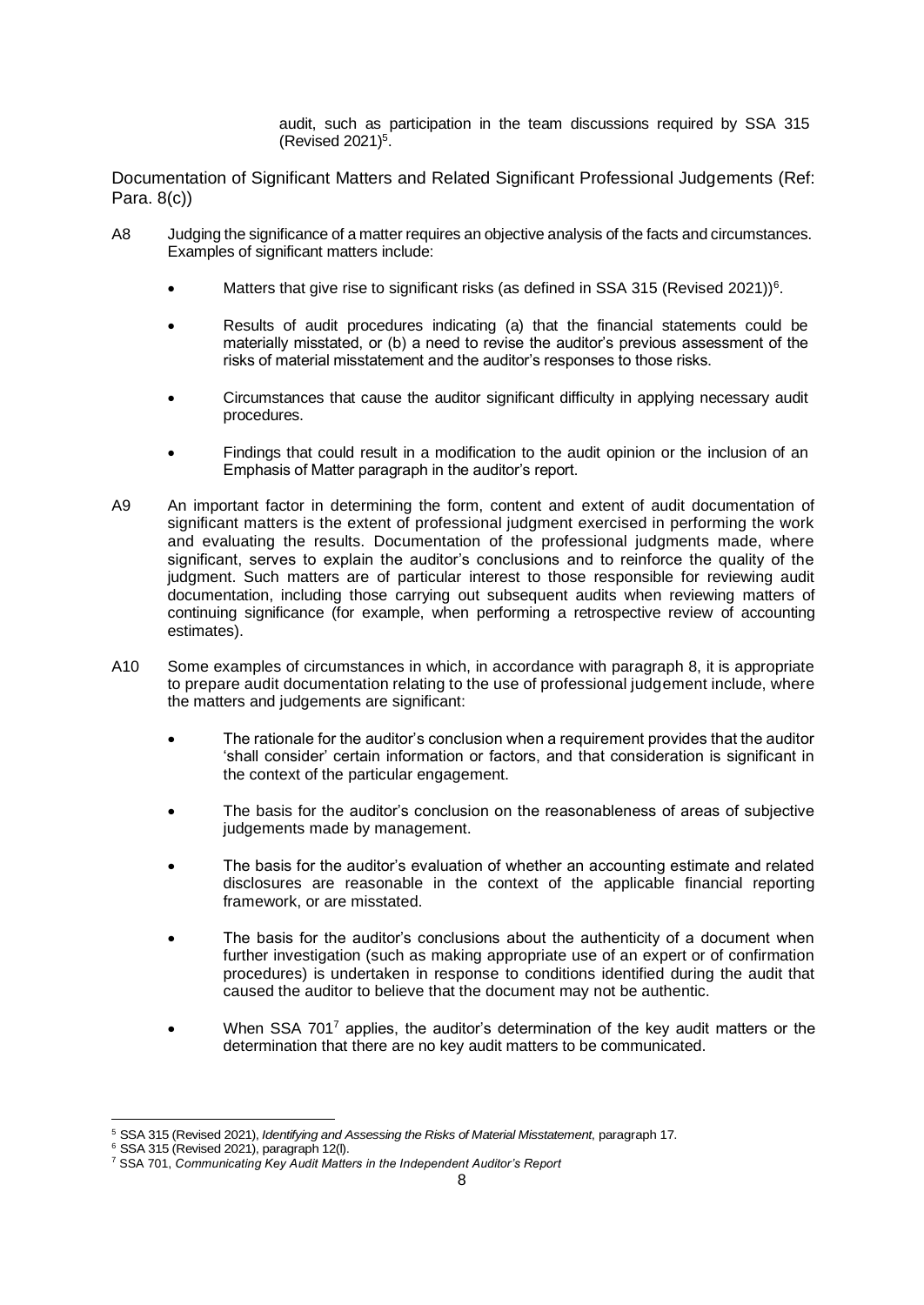audit, such as participation in the team discussions required by SSA 315 (Revised 2021)[5].

Documentation of Significant Matters and Related Significant Professional Judgements (Ref: Para. 8(c))

A8 Judging the significance of a matter requires an objective analysis of the facts and circumstances. Examples of significant matters include:

- Matters that give rise to significant risks (as defined in SSA 315 (Revised 2021))[6].
- Results of audit procedures indicating (a) that the financial statements could be materially misstated, or (b) a need to revise the auditor's previous assessment of the risks of material misstatement and the auditor's responses to those risks.
- Circumstances that cause the auditor significant difficulty in applying necessary audit procedures.
- Findings that could result in a modification to the audit opinion or the inclusion of an Emphasis of Matter paragraph in the auditor's report.

A9 An important factor in determining the form, content and extent of audit documentation of significant matters is the extent of professional judgment exercised in performing the work and evaluating the results. Documentation of the professional judgments made, where significant, serves to explain the auditor's conclusions and to reinforce the quality of the judgment. Such matters are of particular interest to those responsible for reviewing audit documentation, including those carrying out subsequent audits when reviewing matters of continuing significance (for example, when performing a retrospective review of accounting estimates).

A10 Some examples of circumstances in which, in accordance with paragraph 8, it is appropriate to prepare audit documentation relating to the use of professional judgement include, where the matters and judgements are significant:

- The rationale for the auditor's conclusion when a requirement provides that the auditor 'shall consider' certain information or factors, and that consideration is significant in the context of the particular engagement.
- The basis for the auditor's conclusion on the reasonableness of areas of subjective judgements made by management.
- The basis for the auditor's evaluation of whether an accounting estimate and related disclosures are reasonable in the context of the applicable financial reporting framework, or are misstated.
- The basis for the auditor's conclusions about the authenticity of a document when further investigation (such as making appropriate use of an expert or of confirmation procedures) is undertaken in response to conditions identified during the audit that caused the auditor to believe that the document may not be authentic.
- When SSA 701[7] applies, the auditor's determination of the key audit matters or the determination that there are no key audit matters to be communicated.

[5] SSA 315 (Revised 2021), *Identifying and Assessing the Risks of Material Misstatement*, paragraph 17.

[6] SSA 315 (Revised 2021), paragraph 12(l).

[7] SSA 701, *Communicating Key Audit Matters in the Independent Auditor's Report*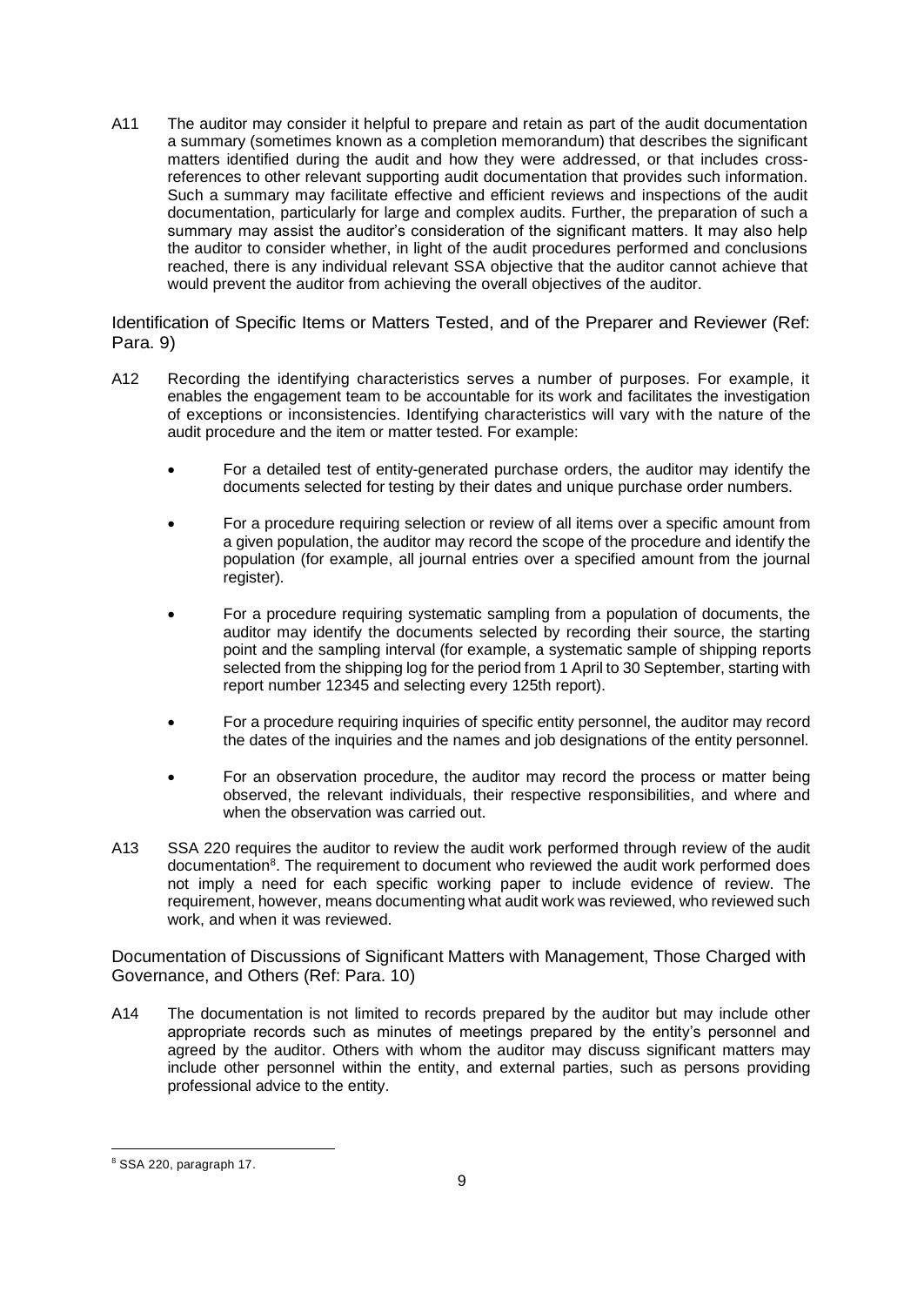A11 The auditor may consider it helpful to prepare and retain as part of the audit documentation a summary (sometimes known as a completion memorandum) that describes the significant matters identified during the audit and how they were addressed, or that includes cross-references to other relevant supporting audit documentation that provides such information. Such a summary may facilitate effective and efficient reviews and inspections of the audit documentation, particularly for large and complex audits. Further, the preparation of such a summary may assist the auditor's consideration of the significant matters. It may also help the auditor to consider whether, in light of the audit procedures performed and conclusions reached, there is any individual relevant SSA objective that the auditor cannot achieve that would prevent the auditor from achieving the overall objectives of the auditor.

### Identification of Specific Items or Matters Tested, and of the Preparer and Reviewer (Ref: Para. 9)

A12 Recording the identifying characteristics serves a number of purposes. For example, it enables the engagement team to be accountable for its work and facilitates the investigation of exceptions or inconsistencies. Identifying characteristics will vary with the nature of the audit procedure and the item or matter tested. For example:

- For a detailed test of entity-generated purchase orders, the auditor may identify the documents selected for testing by their dates and unique purchase order numbers.
- For a procedure requiring selection or review of all items over a specific amount from a given population, the auditor may record the scope of the procedure and identify the population (for example, all journal entries over a specified amount from the journal register).
- For a procedure requiring systematic sampling from a population of documents, the auditor may identify the documents selected by recording their source, the starting point and the sampling interval (for example, a systematic sample of shipping reports selected from the shipping log for the period from 1 April to 30 September, starting with report number 12345 and selecting every 125th report).
- For a procedure requiring inquiries of specific entity personnel, the auditor may record the dates of the inquiries and the names and job designations of the entity personnel.
- For an observation procedure, the auditor may record the process or matter being observed, the relevant individuals, their respective responsibilities, and where and when the observation was carried out.

A13 SSA 220 requires the auditor to review the audit work performed through review of the audit documentation[8]. The requirement to document who reviewed the audit work performed does not imply a need for each specific working paper to include evidence of review. The requirement, however, means documenting what audit work was reviewed, who reviewed such work, and when it was reviewed.

### Documentation of Discussions of Significant Matters with Management, Those Charged with Governance, and Others (Ref: Para. 10)

A14 The documentation is not limited to records prepared by the auditor but may include other appropriate records such as minutes of meetings prepared by the entity's personnel and agreed by the auditor. Others with whom the auditor may discuss significant matters may include other personnel within the entity, and external parties, such as persons providing professional advice to the entity.

[8] SSA 220, paragraph 17.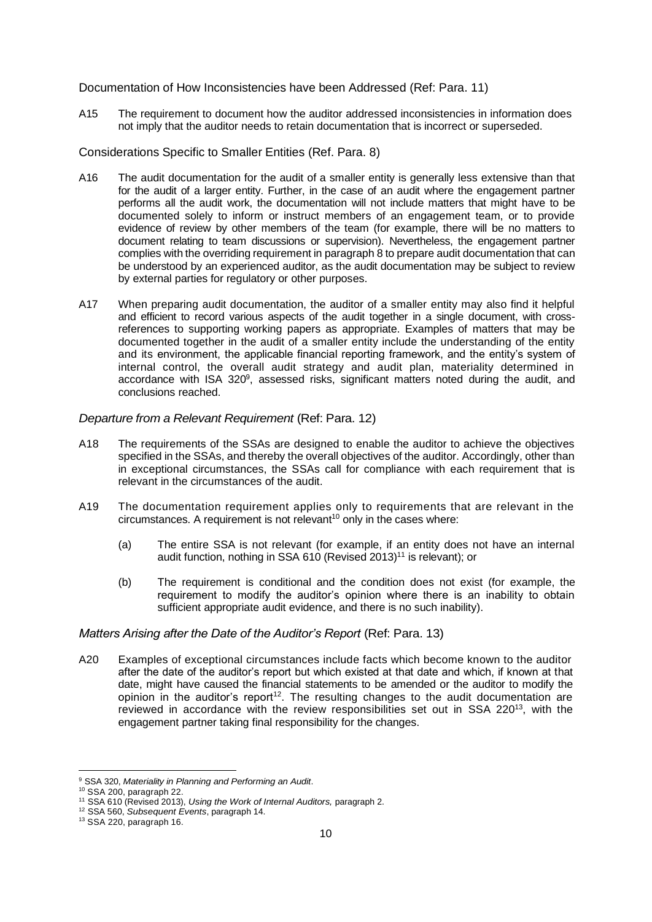### Documentation of How Inconsistencies have been Addressed (Ref: Para. 11)

A15 The requirement to document how the auditor addressed inconsistencies in information does not imply that the auditor needs to retain documentation that is incorrect or superseded.

### Considerations Specific to Smaller Entities (Ref. Para. 8)

A16 The audit documentation for the audit of a smaller entity is generally less extensive than that for the audit of a larger entity. Further, in the case of an audit where the engagement partner performs all the audit work, the documentation will not include matters that might have to be documented solely to inform or instruct members of an engagement team, or to provide evidence of review by other members of the team (for example, there will be no matters to document relating to team discussions or supervision). Nevertheless, the engagement partner complies with the overriding requirement in paragraph 8 to prepare audit documentation that can be understood by an experienced auditor, as the audit documentation may be subject to review by external parties for regulatory or other purposes.

A17 When preparing audit documentation, the auditor of a smaller entity may also find it helpful and efficient to record various aspects of the audit together in a single document, with cross-references to supporting working papers as appropriate. Examples of matters that may be documented together in the audit of a smaller entity include the understanding of the entity and its environment, the applicable financial reporting framework, and the entity's system of internal control, the overall audit strategy and audit plan, materiality determined in accordance with ISA 320[9], assessed risks, significant matters noted during the audit, and conclusions reached.

### *Departure from a Relevant Requirement* (Ref: Para. 12)

A18 The requirements of the SSAs are designed to enable the auditor to achieve the objectives specified in the SSAs, and thereby the overall objectives of the auditor. Accordingly, other than in exceptional circumstances, the SSAs call for compliance with each requirement that is relevant in the circumstances of the audit.

A19 The documentation requirement applies only to requirements that are relevant in the circumstances. A requirement is not relevant[10] only in the cases where:

(a) The entire SSA is not relevant (for example, if an entity does not have an internal audit function, nothing in SSA 610 (Revised 2013)[11] is relevant); or

(b) The requirement is conditional and the condition does not exist (for example, the requirement to modify the auditor's opinion where there is an inability to obtain sufficient appropriate audit evidence, and there is no such inability).

### *Matters Arising after the Date of the Auditor's Report* (Ref: Para. 13)

A20 Examples of exceptional circumstances include facts which become known to the auditor after the date of the auditor's report but which existed at that date and which, if known at that date, might have caused the financial statements to be amended or the auditor to modify the opinion in the auditor's report[12]. The resulting changes to the audit documentation are reviewed in accordance with the review responsibilities set out in SSA 220[13], with the engagement partner taking final responsibility for the changes.

---

[9] SSA 320, *Materiality in Planning and Performing an Audit*.

[10] SSA 200, paragraph 22.

[11] SSA 610 (Revised 2013), *Using the Work of Internal Auditors,* paragraph 2.

[12] SSA 560, *Subsequent Events*, paragraph 14.

[13] SSA 220, paragraph 16.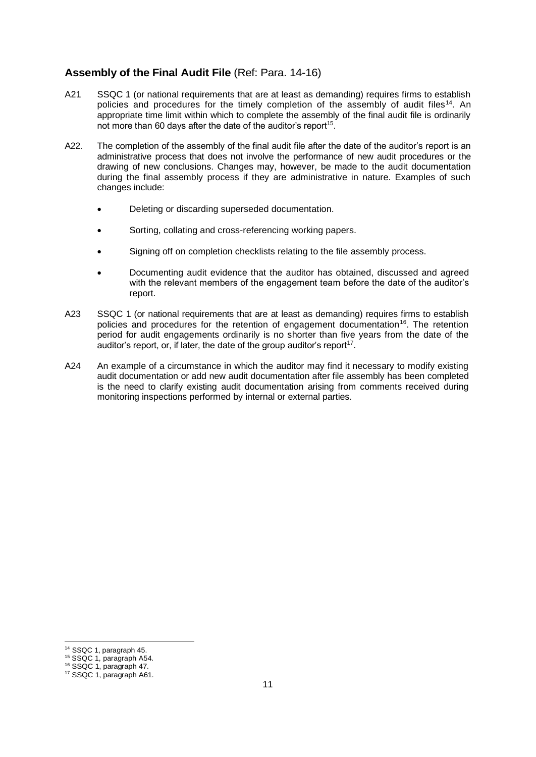## Assembly of the Final Audit File (Ref: Para. 14-16)

A21 SSQC 1 (or national requirements that are at least as demanding) requires firms to establish policies and procedures for the timely completion of the assembly of audit files[14]. An appropriate time limit within which to complete the assembly of the final audit file is ordinarily not more than 60 days after the date of the auditor's report[15].

A22. The completion of the assembly of the final audit file after the date of the auditor's report is an administrative process that does not involve the performance of new audit procedures or the drawing of new conclusions. Changes may, however, be made to the audit documentation during the final assembly process if they are administrative in nature. Examples of such changes include:

- Deleting or discarding superseded documentation.
- Sorting, collating and cross-referencing working papers.
- Signing off on completion checklists relating to the file assembly process.
- Documenting audit evidence that the auditor has obtained, discussed and agreed with the relevant members of the engagement team before the date of the auditor's report.

A23 SSQC 1 (or national requirements that are at least as demanding) requires firms to establish policies and procedures for the retention of engagement documentation[16]. The retention period for audit engagements ordinarily is no shorter than five years from the date of the auditor's report, or, if later, the date of the group auditor's report[17].

A24 An example of a circumstance in which the auditor may find it necessary to modify existing audit documentation or add new audit documentation after file assembly has been completed is the need to clarify existing audit documentation arising from comments received during monitoring inspections performed by internal or external parties.

---

[14] SSQC 1, paragraph 45.
[15] SSQC 1, paragraph A54.
[16] SSQC 1, paragraph 47.
[17] SSQC 1, paragraph A61.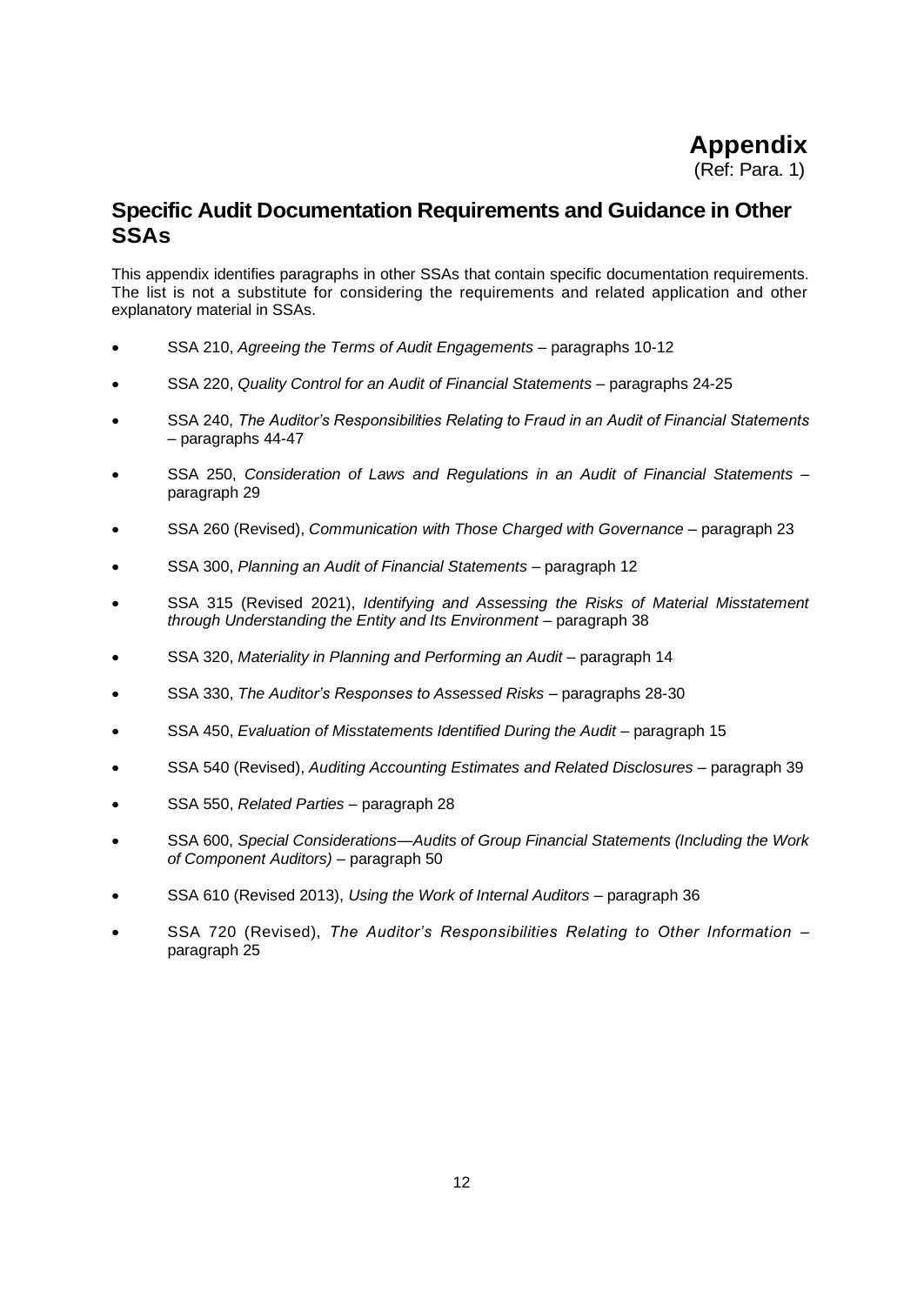# Appendix

(Ref: Para. 1)

## Specific Audit Documentation Requirements and Guidance in Other SSAs

This appendix identifies paragraphs in other SSAs that contain specific documentation requirements. The list is not a substitute for considering the requirements and related application and other explanatory material in SSAs.

- SSA 210, *Agreeing the Terms of Audit Engagements* – paragraphs 10-12
- SSA 220, *Quality Control for an Audit of Financial Statements* – paragraphs 24-25
- SSA 240, *The Auditor's Responsibilities Relating to Fraud in an Audit of Financial Statements* – paragraphs 44-47
- SSA 250, *Consideration of Laws and Regulations in an Audit of Financial Statements* – paragraph 29
- SSA 260 (Revised), *Communication with Those Charged with Governance* – paragraph 23
- SSA 300, *Planning an Audit of Financial Statements* – paragraph 12
- SSA 315 (Revised 2021), *Identifying and Assessing the Risks of Material Misstatement through Understanding the Entity and Its Environment* – paragraph 38
- SSA 320, *Materiality in Planning and Performing an Audit* – paragraph 14
- SSA 330, *The Auditor's Responses to Assessed Risks* – paragraphs 28-30
- SSA 450, *Evaluation of Misstatements Identified During the Audit* – paragraph 15
- SSA 540 (Revised), *Auditing Accounting Estimates and Related Disclosures* – paragraph 39
- SSA 550, *Related Parties* – paragraph 28
- SSA 600, *Special Considerations—Audits of Group Financial Statements (Including the Work of Component Auditors)* – paragraph 50
- SSA 610 (Revised 2013), *Using the Work of Internal Auditors* – paragraph 36
- SSA 720 (Revised), *The Auditor's Responsibilities Relating to Other Information* – paragraph 25